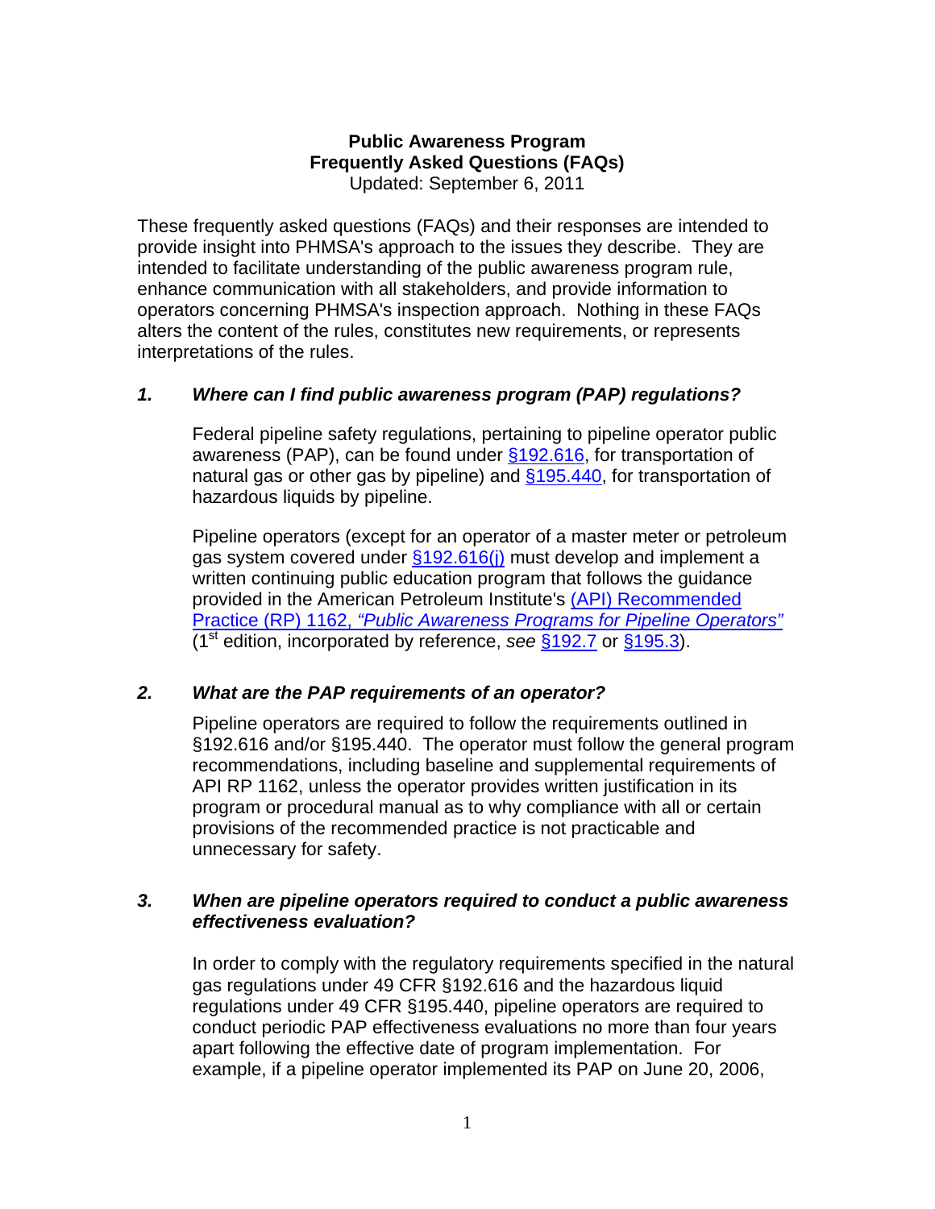# Public Awareness Program
## Frequently Asked Questions (FAQs)

Updated: September 6, 2011

These frequently asked questions (FAQs) and their responses are intended to provide insight into PHMSA's approach to the issues they describe. They are intended to facilitate understanding of the public awareness program rule, enhance communication with all stakeholders, and provide information to operators concerning PHMSA's inspection approach. Nothing in these FAQs alters the content of the rules, constitutes new requirements, or represents interpretations of the rules.

### *1. Where can I find public awareness program (PAP) regulations?*

Federal pipeline safety regulations, pertaining to pipeline operator public awareness (PAP), can be found under §192.616, for transportation of natural gas or other gas by pipeline) and §195.440, for transportation of hazardous liquids by pipeline.

Pipeline operators (except for an operator of a master meter or petroleum gas system covered under §192.616(j) must develop and implement a written continuing public education program that follows the guidance provided in the American Petroleum Institute's (API) Recommended Practice (RP) 1162, *"Public Awareness Programs for Pipeline Operators"* (1st edition, incorporated by reference, *see* §192.7 or §195.3).

### *2. What are the PAP requirements of an operator?*

Pipeline operators are required to follow the requirements outlined in §192.616 and/or §195.440. The operator must follow the general program recommendations, including baseline and supplemental requirements of API RP 1162, unless the operator provides written justification in its program or procedural manual as to why compliance with all or certain provisions of the recommended practice is not practicable and unnecessary for safety.

### *3. When are pipeline operators required to conduct a public awareness effectiveness evaluation?*

In order to comply with the regulatory requirements specified in the natural gas regulations under 49 CFR §192.616 and the hazardous liquid regulations under 49 CFR §195.440, pipeline operators are required to conduct periodic PAP effectiveness evaluations no more than four years apart following the effective date of program implementation. For example, if a pipeline operator implemented its PAP on June 20, 2006,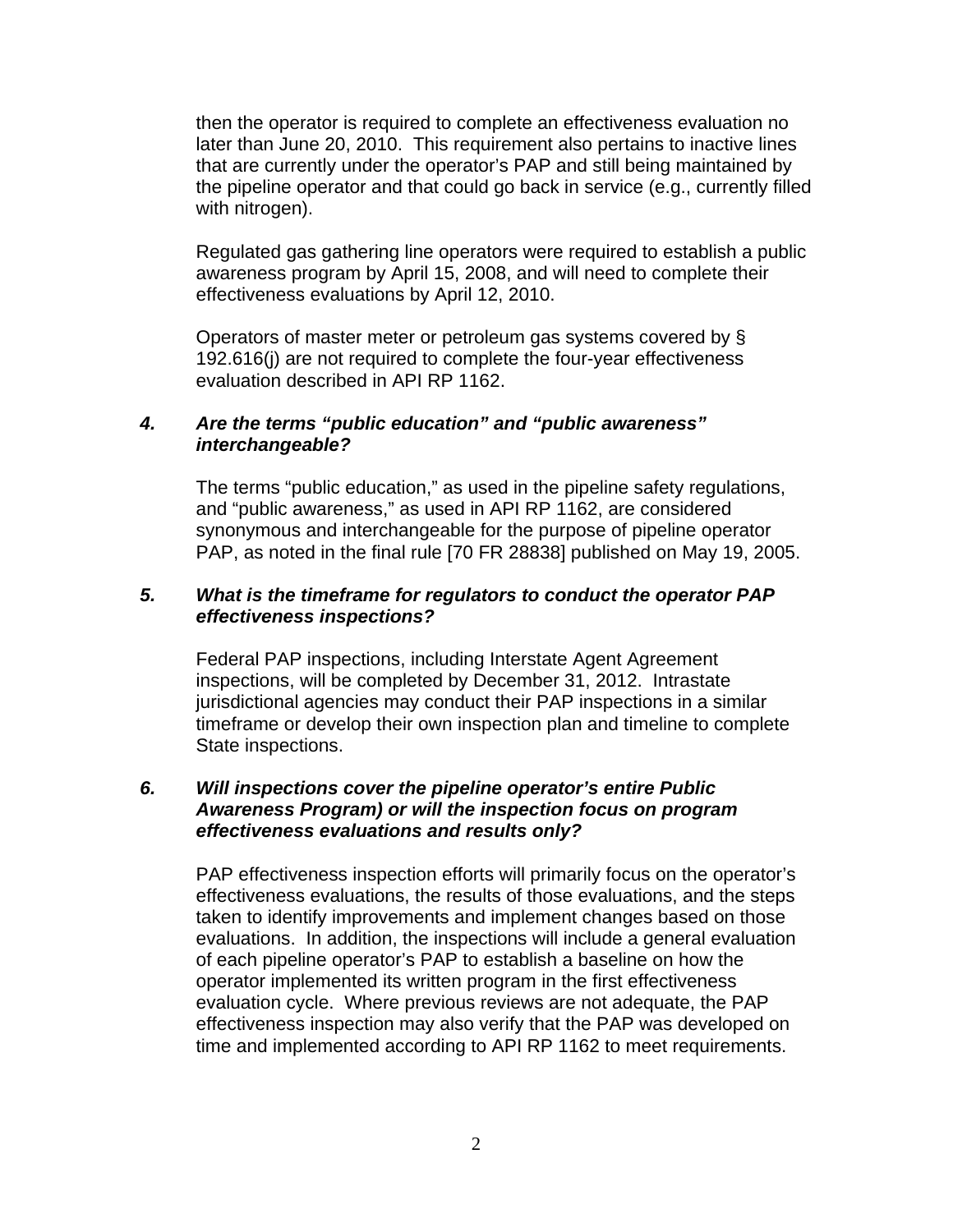then the operator is required to complete an effectiveness evaluation no later than June 20, 2010. This requirement also pertains to inactive lines that are currently under the operator's PAP and still being maintained by the pipeline operator and that could go back in service (e.g., currently filled with nitrogen).

Regulated gas gathering line operators were required to establish a public awareness program by April 15, 2008, and will need to complete their effectiveness evaluations by April 12, 2010.

Operators of master meter or petroleum gas systems covered by § 192.616(j) are not required to complete the four-year effectiveness evaluation described in API RP 1162.

### 4. *Are the terms "public education" and "public awareness" interchangeable?*

The terms "public education," as used in the pipeline safety regulations, and "public awareness," as used in API RP 1162, are considered synonymous and interchangeable for the purpose of pipeline operator PAP, as noted in the final rule [70 FR 28838] published on May 19, 2005.

### 5. *What is the timeframe for regulators to conduct the operator PAP effectiveness inspections?*

Federal PAP inspections, including Interstate Agent Agreement inspections, will be completed by December 31, 2012. Intrastate jurisdictional agencies may conduct their PAP inspections in a similar timeframe or develop their own inspection plan and timeline to complete State inspections.

### 6. *Will inspections cover the pipeline operator's entire Public Awareness Program) or will the inspection focus on program effectiveness evaluations and results only?*

PAP effectiveness inspection efforts will primarily focus on the operator's effectiveness evaluations, the results of those evaluations, and the steps taken to identify improvements and implement changes based on those evaluations. In addition, the inspections will include a general evaluation of each pipeline operator's PAP to establish a baseline on how the operator implemented its written program in the first effectiveness evaluation cycle. Where previous reviews are not adequate, the PAP effectiveness inspection may also verify that the PAP was developed on time and implemented according to API RP 1162 to meet requirements.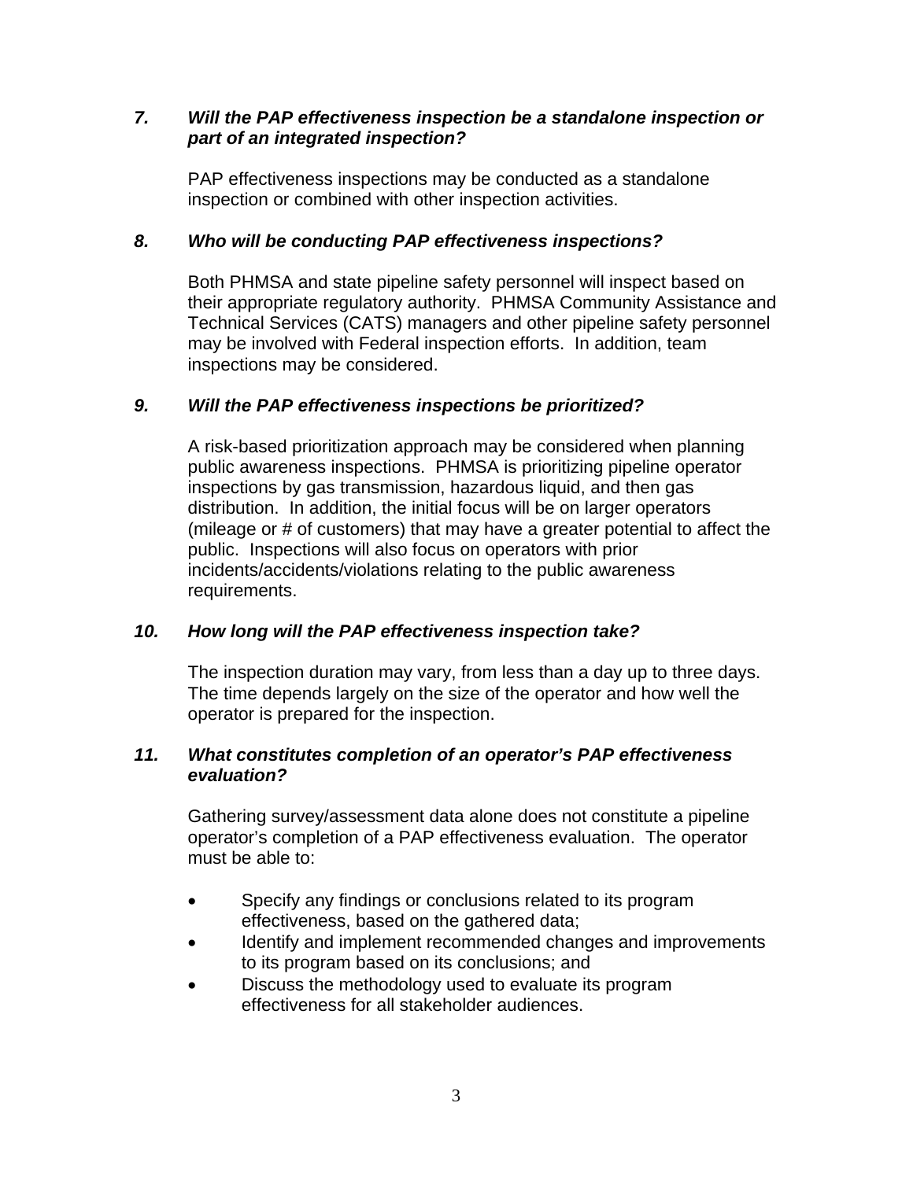***7. Will the PAP effectiveness inspection be a standalone inspection or part of an integrated inspection?***

PAP effectiveness inspections may be conducted as a standalone inspection or combined with other inspection activities.

***8. Who will be conducting PAP effectiveness inspections?***

Both PHMSA and state pipeline safety personnel will inspect based on their appropriate regulatory authority. PHMSA Community Assistance and Technical Services (CATS) managers and other pipeline safety personnel may be involved with Federal inspection efforts. In addition, team inspections may be considered.

***9. Will the PAP effectiveness inspections be prioritized?***

A risk-based prioritization approach may be considered when planning public awareness inspections. PHMSA is prioritizing pipeline operator inspections by gas transmission, hazardous liquid, and then gas distribution. In addition, the initial focus will be on larger operators (mileage or # of customers) that may have a greater potential to affect the public. Inspections will also focus on operators with prior incidents/accidents/violations relating to the public awareness requirements.

***10. How long will the PAP effectiveness inspection take?***

The inspection duration may vary, from less than a day up to three days. The time depends largely on the size of the operator and how well the operator is prepared for the inspection.

***11. What constitutes completion of an operator's PAP effectiveness evaluation?***

Gathering survey/assessment data alone does not constitute a pipeline operator's completion of a PAP effectiveness evaluation. The operator must be able to:

- Specify any findings or conclusions related to its program effectiveness, based on the gathered data;
- Identify and implement recommended changes and improvements to its program based on its conclusions; and
- Discuss the methodology used to evaluate its program effectiveness for all stakeholder audiences.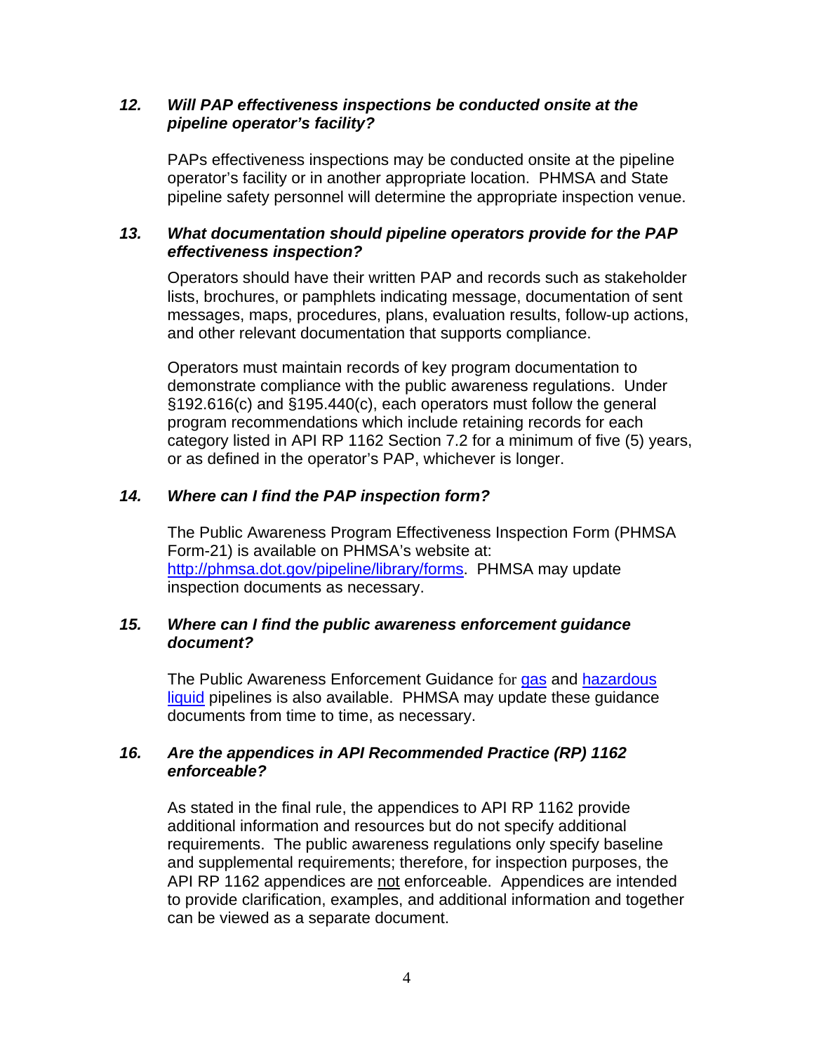### *12. Will PAP effectiveness inspections be conducted onsite at the pipeline operator's facility?*

PAPs effectiveness inspections may be conducted onsite at the pipeline operator's facility or in another appropriate location. PHMSA and State pipeline safety personnel will determine the appropriate inspection venue.

### *13. What documentation should pipeline operators provide for the PAP effectiveness inspection?*

Operators should have their written PAP and records such as stakeholder lists, brochures, or pamphlets indicating message, documentation of sent messages, maps, procedures, plans, evaluation results, follow-up actions, and other relevant documentation that supports compliance.

Operators must maintain records of key program documentation to demonstrate compliance with the public awareness regulations. Under §192.616(c) and §195.440(c), each operators must follow the general program recommendations which include retaining records for each category listed in API RP 1162 Section 7.2 for a minimum of five (5) years, or as defined in the operator's PAP, whichever is longer.

### *14. Where can I find the PAP inspection form?*

The Public Awareness Program Effectiveness Inspection Form (PHMSA Form-21) is available on PHMSA's website at: [http://phmsa.dot.gov/pipeline/library/forms](http://phmsa.dot.gov/pipeline/library/forms). PHMSA may update inspection documents as necessary.

### *15. Where can I find the public awareness enforcement guidance document?*

The Public Awareness Enforcement Guidance for gas and hazardous liquid pipelines is also available. PHMSA may update these guidance documents from time to time, as necessary.

### *16. Are the appendices in API Recommended Practice (RP) 1162 enforceable?*

As stated in the final rule, the appendices to API RP 1162 provide additional information and resources but do not specify additional requirements. The public awareness regulations only specify baseline and supplemental requirements; therefore, for inspection purposes, the API RP 1162 appendices are <u>not</u> enforceable. Appendices are intended to provide clarification, examples, and additional information and together can be viewed as a separate document.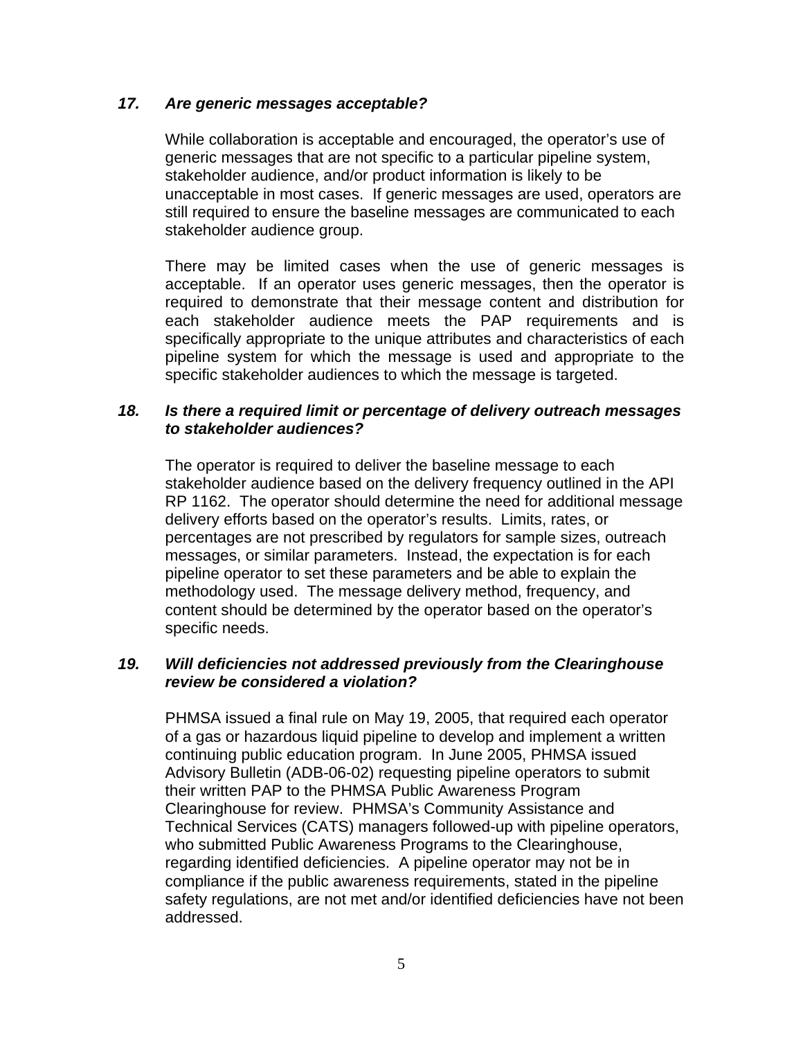### *17. Are generic messages acceptable?*

While collaboration is acceptable and encouraged, the operator's use of generic messages that are not specific to a particular pipeline system, stakeholder audience, and/or product information is likely to be unacceptable in most cases. If generic messages are used, operators are still required to ensure the baseline messages are communicated to each stakeholder audience group.

There may be limited cases when the use of generic messages is acceptable. If an operator uses generic messages, then the operator is required to demonstrate that their message content and distribution for each stakeholder audience meets the PAP requirements and is specifically appropriate to the unique attributes and characteristics of each pipeline system for which the message is used and appropriate to the specific stakeholder audiences to which the message is targeted.

### *18. Is there a required limit or percentage of delivery outreach messages to stakeholder audiences?*

The operator is required to deliver the baseline message to each stakeholder audience based on the delivery frequency outlined in the API RP 1162. The operator should determine the need for additional message delivery efforts based on the operator's results. Limits, rates, or percentages are not prescribed by regulators for sample sizes, outreach messages, or similar parameters. Instead, the expectation is for each pipeline operator to set these parameters and be able to explain the methodology used. The message delivery method, frequency, and content should be determined by the operator based on the operator's specific needs.

### *19. Will deficiencies not addressed previously from the Clearinghouse review be considered a violation?*

PHMSA issued a final rule on May 19, 2005, that required each operator of a gas or hazardous liquid pipeline to develop and implement a written continuing public education program. In June 2005, PHMSA issued Advisory Bulletin (ADB-06-02) requesting pipeline operators to submit their written PAP to the PHMSA Public Awareness Program Clearinghouse for review. PHMSA's Community Assistance and Technical Services (CATS) managers followed-up with pipeline operators, who submitted Public Awareness Programs to the Clearinghouse, regarding identified deficiencies. A pipeline operator may not be in compliance if the public awareness requirements, stated in the pipeline safety regulations, are not met and/or identified deficiencies have not been addressed.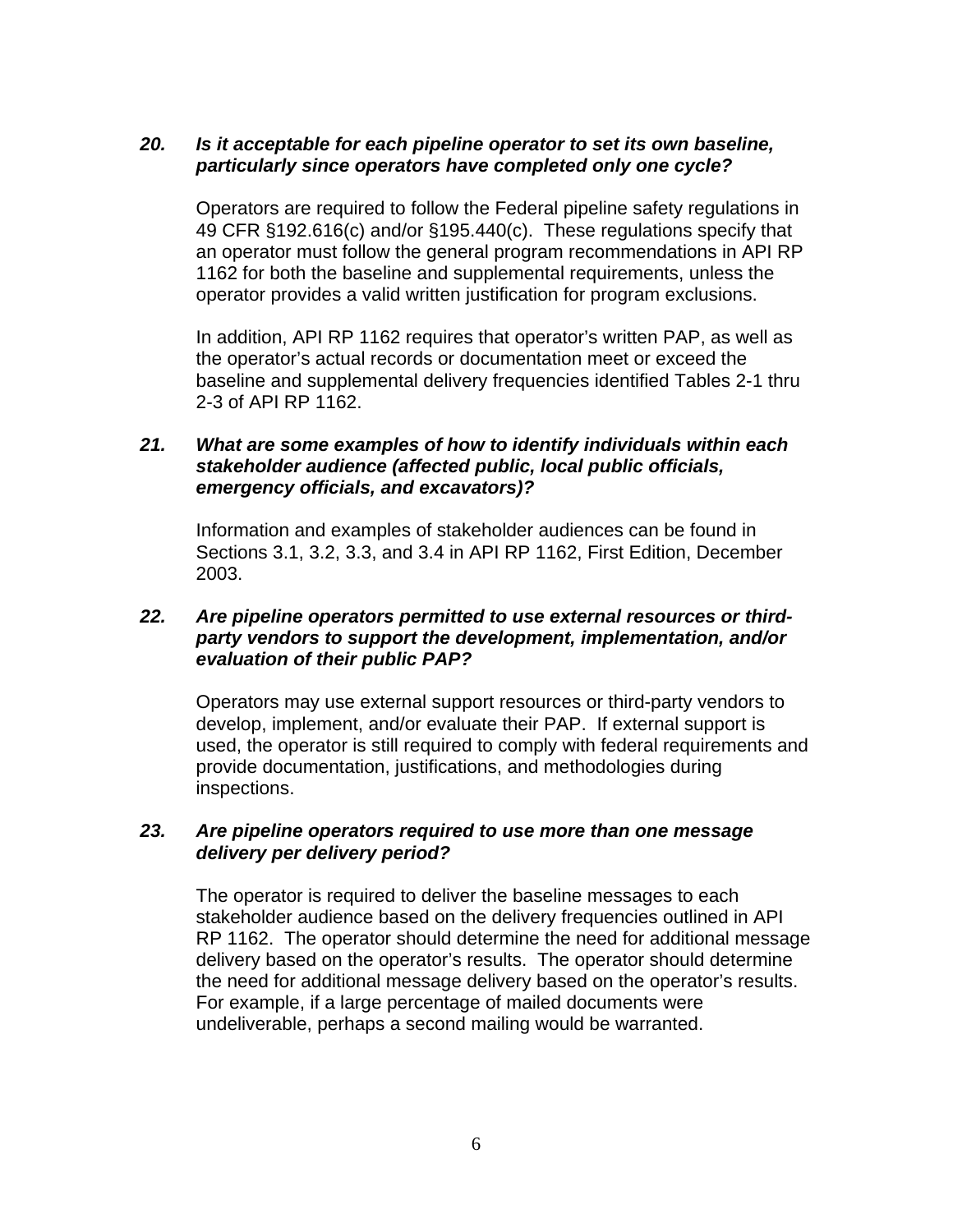***20. Is it acceptable for each pipeline operator to set its own baseline, particularly since operators have completed only one cycle?***

Operators are required to follow the Federal pipeline safety regulations in 49 CFR §192.616(c) and/or §195.440(c). These regulations specify that an operator must follow the general program recommendations in API RP 1162 for both the baseline and supplemental requirements, unless the operator provides a valid written justification for program exclusions.

In addition, API RP 1162 requires that operator's written PAP, as well as the operator's actual records or documentation meet or exceed the baseline and supplemental delivery frequencies identified Tables 2-1 thru 2-3 of API RP 1162.

***21. What are some examples of how to identify individuals within each stakeholder audience (affected public, local public officials, emergency officials, and excavators)?***

Information and examples of stakeholder audiences can be found in Sections 3.1, 3.2, 3.3, and 3.4 in API RP 1162, First Edition, December 2003.

***22. Are pipeline operators permitted to use external resources or third-party vendors to support the development, implementation, and/or evaluation of their public PAP?***

Operators may use external support resources or third-party vendors to develop, implement, and/or evaluate their PAP. If external support is used, the operator is still required to comply with federal requirements and provide documentation, justifications, and methodologies during inspections.

***23. Are pipeline operators required to use more than one message delivery per delivery period?***

The operator is required to deliver the baseline messages to each stakeholder audience based on the delivery frequencies outlined in API RP 1162. The operator should determine the need for additional message delivery based on the operator's results. The operator should determine the need for additional message delivery based on the operator's results. For example, if a large percentage of mailed documents were undeliverable, perhaps a second mailing would be warranted.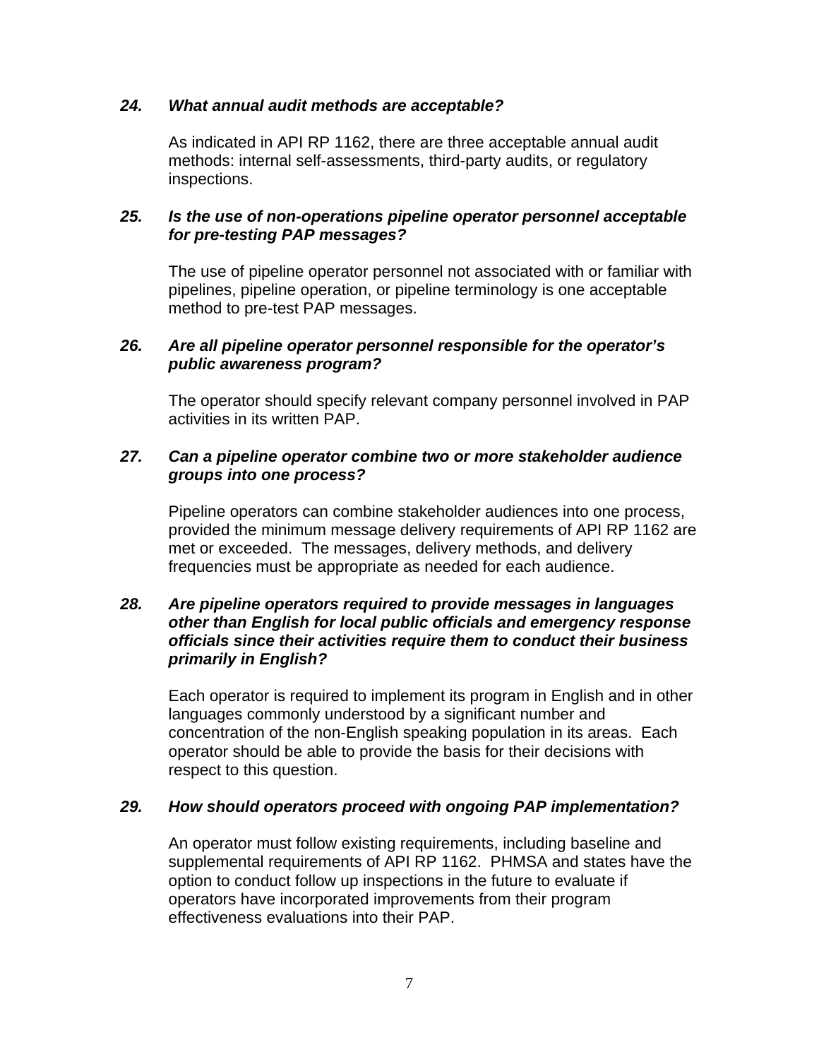***24. What annual audit methods are acceptable?***

As indicated in API RP 1162, there are three acceptable annual audit methods: internal self-assessments, third-party audits, or regulatory inspections.

***25. Is the use of non-operations pipeline operator personnel acceptable for pre-testing PAP messages?***

The use of pipeline operator personnel not associated with or familiar with pipelines, pipeline operation, or pipeline terminology is one acceptable method to pre-test PAP messages.

***26. Are all pipeline operator personnel responsible for the operator's public awareness program?***

The operator should specify relevant company personnel involved in PAP activities in its written PAP.

***27. Can a pipeline operator combine two or more stakeholder audience groups into one process?***

Pipeline operators can combine stakeholder audiences into one process, provided the minimum message delivery requirements of API RP 1162 are met or exceeded. The messages, delivery methods, and delivery frequencies must be appropriate as needed for each audience.

***28. Are pipeline operators required to provide messages in languages other than English for local public officials and emergency response officials since their activities require them to conduct their business primarily in English?***

Each operator is required to implement its program in English and in other languages commonly understood by a significant number and concentration of the non-English speaking population in its areas. Each operator should be able to provide the basis for their decisions with respect to this question.

***29. How should operators proceed with ongoing PAP implementation?***

An operator must follow existing requirements, including baseline and supplemental requirements of API RP 1162. PHMSA and states have the option to conduct follow up inspections in the future to evaluate if operators have incorporated improvements from their program effectiveness evaluations into their PAP.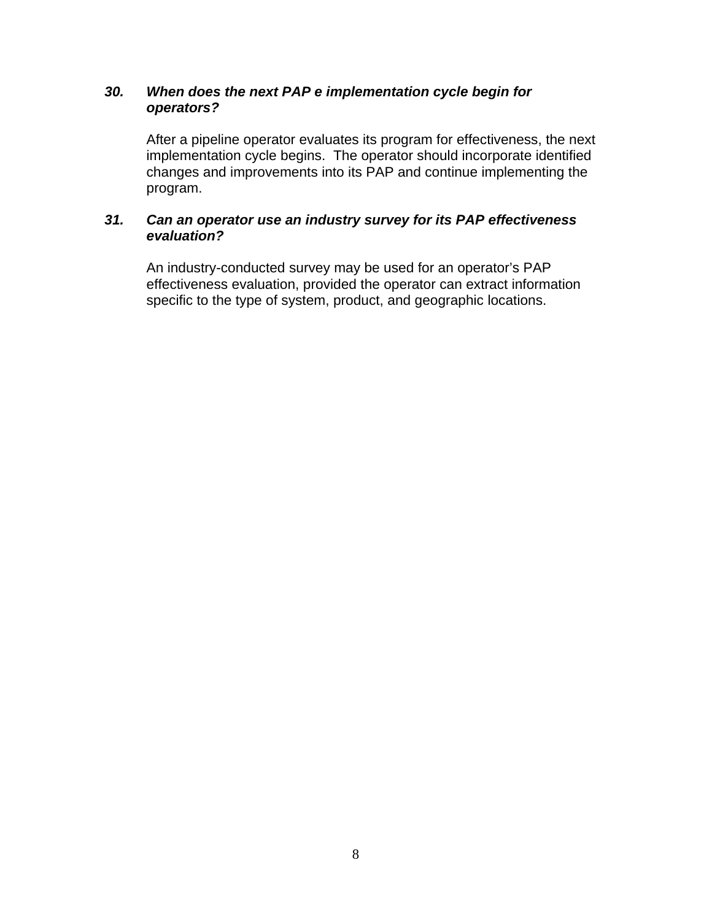***30. When does the next PAP e implementation cycle begin for operators?***

After a pipeline operator evaluates its program for effectiveness, the next implementation cycle begins. The operator should incorporate identified changes and improvements into its PAP and continue implementing the program.

***31. Can an operator use an industry survey for its PAP effectiveness evaluation?***

An industry-conducted survey may be used for an operator's PAP effectiveness evaluation, provided the operator can extract information specific to the type of system, product, and geographic locations.